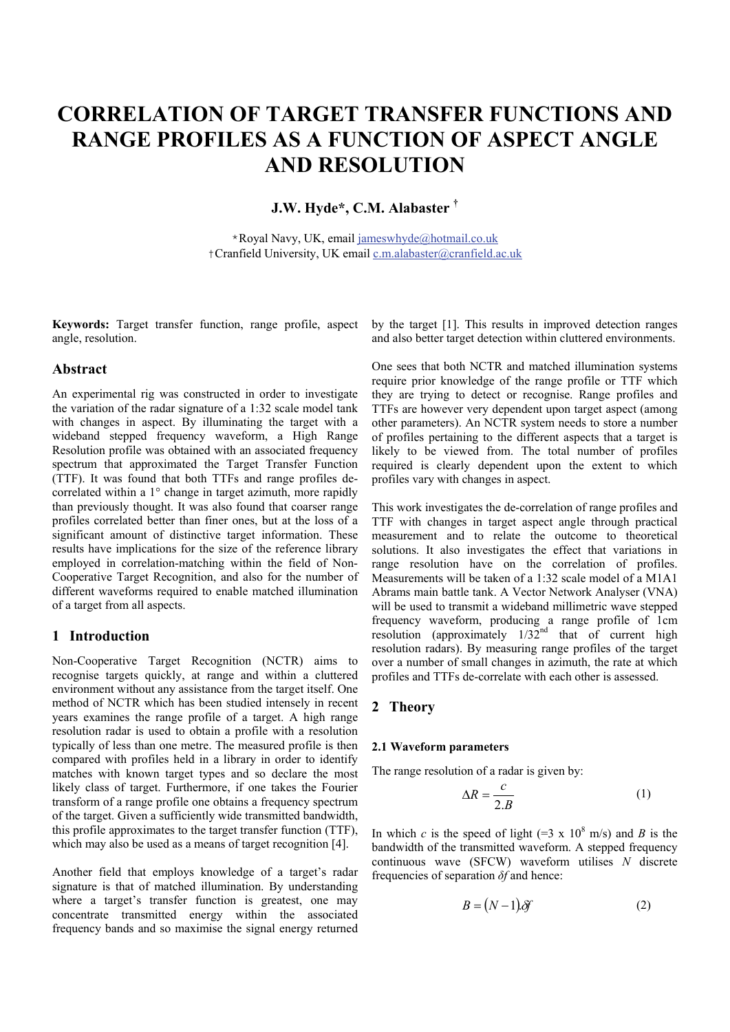# CORRELATION OF TARGET TRANSFER FUNCTIONS AND RANGE PROFILES AS A FUNCTION OF ASPECT ANGLE AND RESOLUTION

**J.W. Hyde\*, C.M. Alabaster †**

\*Royal Navy, UK, email jameswhyde@hotmail.co.uk
†Cranfield University, UK email c.m.alabaster@cranfield.ac.uk

**Keywords:** Target transfer function, range profile, aspect angle, resolution.

## Abstract

An experimental rig was constructed in order to investigate the variation of the radar signature of a 1:32 scale model tank with changes in aspect. By illuminating the target with a wideband stepped frequency waveform, a High Range Resolution profile was obtained with an associated frequency spectrum that approximated the Target Transfer Function (TTF). It was found that both TTFs and range profiles de-correlated within a 1° change in target azimuth, more rapidly than previously thought. It was also found that coarser range profiles correlated better than finer ones, but at the loss of a significant amount of distinctive target information. These results have implications for the size of the reference library employed in correlation-matching within the field of Non-Cooperative Target Recognition, and also for the number of different waveforms required to enable matched illumination of a target from all aspects.

## 1 Introduction

Non-Cooperative Target Recognition (NCTR) aims to recognise targets quickly, at range and within a cluttered environment without any assistance from the target itself. One method of NCTR which has been studied intensely in recent years examines the range profile of a target. A high range resolution radar is used to obtain a profile with a resolution typically of less than one metre. The measured profile is then compared with profiles held in a library in order to identify matches with known target types and so declare the most likely class of target. Furthermore, if one takes the Fourier transform of a range profile one obtains a frequency spectrum of the target. Given a sufficiently wide transmitted bandwidth, this profile approximates to the target transfer function (TTF), which may also be used as a means of target recognition [4].

Another field that employs knowledge of a target's radar signature is that of matched illumination. By understanding where a target's transfer function is greatest, one may concentrate transmitted energy within the associated frequency bands and so maximise the signal energy returned by the target [1]. This results in improved detection ranges and also better target detection within cluttered environments.

One sees that both NCTR and matched illumination systems require prior knowledge of the range profile or TTF which they are trying to detect or recognise. Range profiles and TTFs are however very dependent upon target aspect (among other parameters). An NCTR system needs to store a number of profiles pertaining to the different aspects that a target is likely to be viewed from. The total number of profiles required is clearly dependent upon the extent to which profiles vary with changes in aspect.

This work investigates the de-correlation of range profiles and TTF with changes in target aspect angle through practical measurement and to relate the outcome to theoretical solutions. It also investigates the effect that variations in range resolution have on the correlation of profiles. Measurements will be taken of a 1:32 scale model of a M1A1 Abrams main battle tank. A Vector Network Analyser (VNA) will be used to transmit a wideband millimetric wave stepped frequency waveform, producing a range profile of 1cm resolution (approximately 1/32nd that of current high resolution radars). By measuring range profiles of the target over a number of small changes in azimuth, the rate at which profiles and TTFs de-correlate with each other is assessed.

## 2 Theory

### 2.1 Waveform parameters

The range resolution of a radar is given by:

$$\Delta R = \frac{c}{2.B} \tag{1}$$

In which $c$ is the speed of light (=3 x $10^8$ m/s) and $B$ is the bandwidth of the transmitted waveform. A stepped frequency continuous wave (SFCW) waveform utilises $N$ discrete frequencies of separation $\delta f$ and hence:

$$B = (N-1).\delta f \tag{2}$$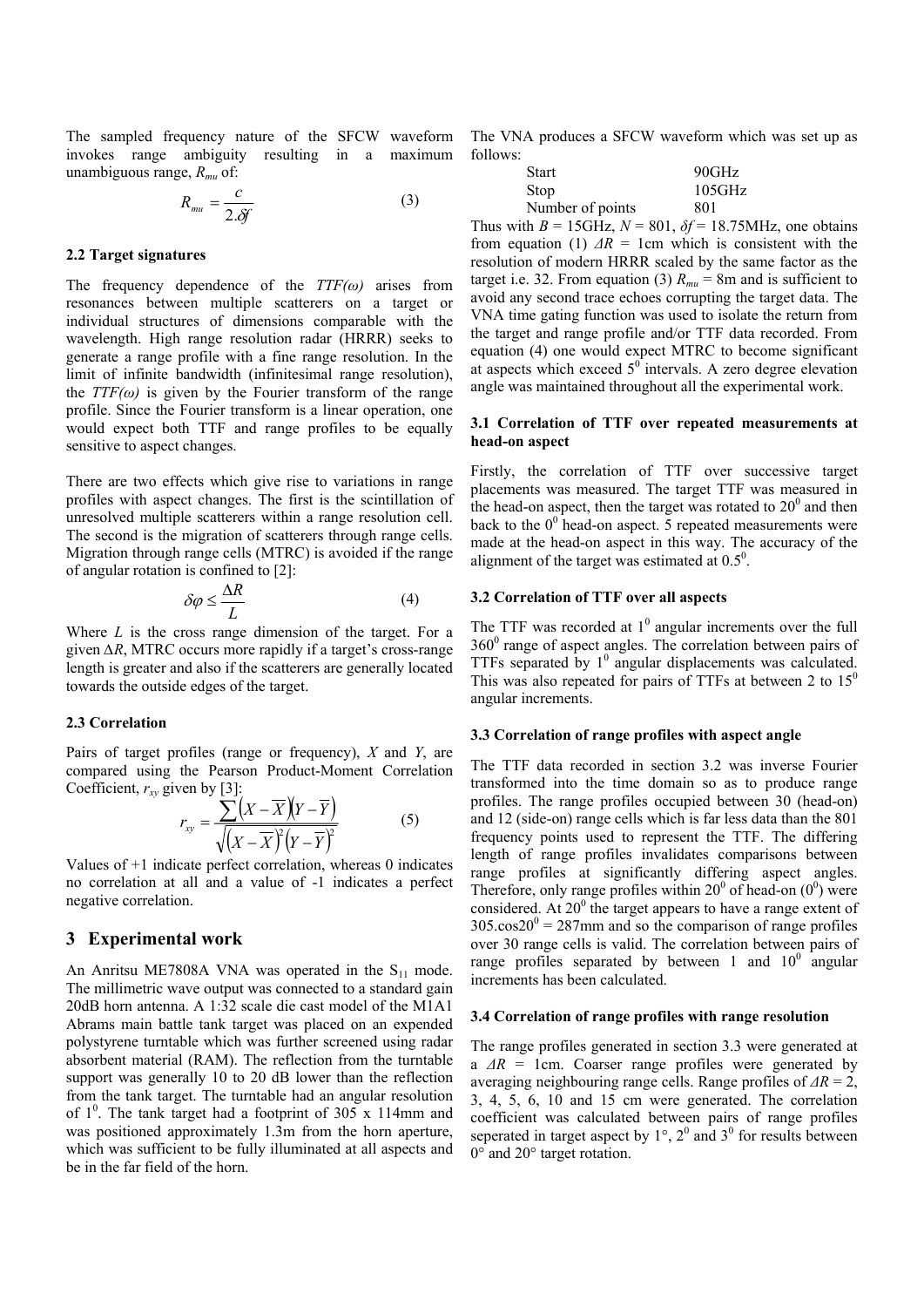The sampled frequency nature of the SFCW waveform invokes range ambiguity resulting in a maximum unambiguous range, $R_{mu}$ of:

$$R_{mu} = \frac{c}{2.\delta f} \tag{3}$$

### 2.2 Target signatures

The frequency dependence of the $TTF(\omega)$ arises from resonances between multiple scatterers on a target or individual structures of dimensions comparable with the wavelength. High range resolution radar (HRRR) seeks to generate a range profile with a fine range resolution. In the limit of infinite bandwidth (infinitesimal range resolution), the $TTF(\omega)$ is given by the Fourier transform of the range profile. Since the Fourier transform is a linear operation, one would expect both TTF and range profiles to be equally sensitive to aspect changes.

There are two effects which give rise to variations in range profiles with aspect changes. The first is the scintillation of unresolved multiple scatterers within a range resolution cell. The second is the migration of scatterers through range cells. Migration through range cells (MTRC) is avoided if the range of angular rotation is confined to [2]:

$$\delta\varphi \leq \frac{\Delta R}{L} \tag{4}$$

Where $L$ is the cross range dimension of the target. For a given $\Delta R$, MTRC occurs more rapidly if a target's cross-range length is greater and also if the scatterers are generally located towards the outside edges of the target.

### 2.3 Correlation

Pairs of target profiles (range or frequency), $X$ and $Y$, are compared using the Pearson Product-Moment Correlation Coefficient, $r_{xy}$ given by [3]:

$$r_{xy} = \frac{\sum\left(X-\overline{X}\right)\left(Y-\overline{Y}\right)}{\sqrt{\left(X-\overline{X}\right)^2\left(Y-\overline{Y}\right)^2}} \tag{5}$$

Values of +1 indicate perfect correlation, whereas 0 indicates no correlation at all and a value of -1 indicates a perfect negative correlation.

## 3 Experimental work

An Anritsu ME7808A VNA was operated in the $S_{11}$ mode. The millimetric wave output was connected to a standard gain 20dB horn antenna. A 1:32 scale die cast model of the M1A1 Abrams main battle tank target was placed on an expended polystyrene turntable which was further screened using radar absorbent material (RAM). The reflection from the turntable support was generally 10 to 20 dB lower than the reflection from the tank target. The turntable had an angular resolution of $1^0$. The tank target had a footprint of 305 x 114mm and was positioned approximately 1.3m from the horn aperture, which was sufficient to be fully illuminated at all aspects and be in the far field of the horn.

The VNA produces a SFCW waveform which was set up as follows:

| | |
|---|---|
| Start | 90GHz |
| Stop | 105GHz |
| Number of points | 801 |

Thus with $B$ = 15GHz, $N$ = 801, $\delta f$ = 18.75MHz, one obtains from equation (1) $\Delta R$ = 1cm which is consistent with the resolution of modern HRRR scaled by the same factor as the target i.e. 32. From equation (3) $R_{mu}$ = 8m and is sufficient to avoid any second trace echoes corrupting the target data. The VNA time gating function was used to isolate the return from the target and range profile and/or TTF data recorded. From equation (4) one would expect MTRC to become significant at aspects which exceed $5^0$ intervals. A zero degree elevation angle was maintained throughout all the experimental work.

### 3.1 Correlation of TTF over repeated measurements at head-on aspect

Firstly, the correlation of TTF over successive target placements was measured. The target TTF was measured in the head-on aspect, then the target was rotated to $20^0$ and then back to the $0^0$ head-on aspect. 5 repeated measurements were made at the head-on aspect in this way. The accuracy of the alignment of the target was estimated at $0.5^0$.

### 3.2 Correlation of TTF over all aspects

The TTF was recorded at $1^0$ angular increments over the full $360^0$ range of aspect angles. The correlation between pairs of TTFs separated by $1^0$ angular displacements was calculated. This was also repeated for pairs of TTFs at between 2 to $15^0$ angular increments.

### 3.3 Correlation of range profiles with aspect angle

The TTF data recorded in section 3.2 was inverse Fourier transformed into the time domain so as to produce range profiles. The range profiles occupied between 30 (head-on) and 12 (side-on) range cells which is far less data than the 801 frequency points used to represent the TTF. The differing length of range profiles invalidates comparisons between range profiles at significantly differing aspect angles. Therefore, only range profiles within $20^0$ of head-on ($0^0$) were considered. At $20^0$ the target appears to have a range extent of $305.\cos20^0$ = 287mm and so the comparison of range profiles over 30 range cells is valid. The correlation between pairs of range profiles separated by between 1 and $10^0$ angular increments has been calculated.

### 3.4 Correlation of range profiles with range resolution

The range profiles generated in section 3.3 were generated at a $\Delta R$ = 1cm. Coarser range profiles were generated by averaging neighbouring range cells. Range profiles of $\Delta R$ = 2, 3, 4, 5, 6, 10 and 15 cm were generated. The correlation coefficient was calculated between pairs of range profiles seperated in target aspect by 1°, $2^0$ and $3^0$ for results between 0° and 20° target rotation.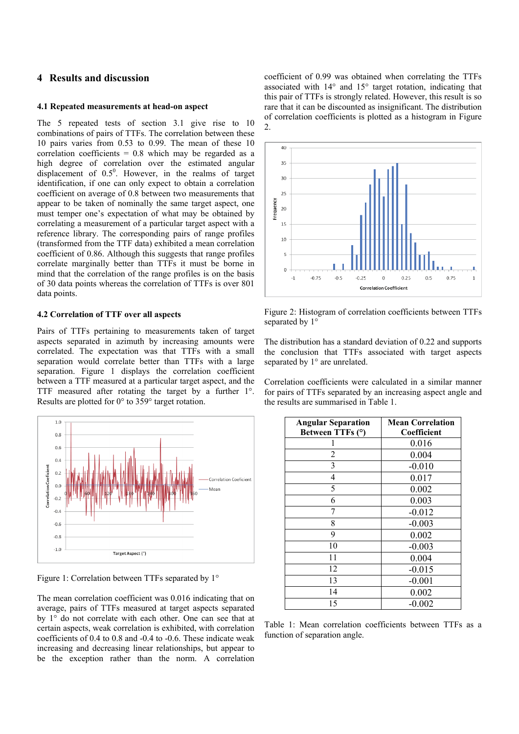## 4 Results and discussion

### 4.1 Repeated measurements at head-on aspect

The 5 repeated tests of section 3.1 give rise to 10 combinations of pairs of TTFs. The correlation between these 10 pairs varies from 0.53 to 0.99. The mean of these 10 correlation coefficients = 0.8 which may be regarded as a high degree of correlation over the estimated angular displacement of $0.5^0$. However, in the realms of target identification, if one can only expect to obtain a correlation coefficient on average of 0.8 between two measurements that appear to be taken of nominally the same target aspect, one must temper one's expectation of what may be obtained by correlating a measurement of a particular target aspect with a reference library. The corresponding pairs of range profiles (transformed from the TTF data) exhibited a mean correlation coefficient of 0.86. Although this suggests that range profiles correlate marginally better than TTFs it must be borne in mind that the correlation of the range profiles is on the basis of 30 data points whereas the correlation of TTFs is over 801 data points.

### 4.2 Correlation of TTF over all aspects

Pairs of TTFs pertaining to measurements taken of target aspects separated in azimuth by increasing amounts were correlated. The expectation was that TTFs with a small separation would correlate better than TTFs with a large separation. Figure 1 displays the correlation coefficient between a TTF measured at a particular target aspect, and the TTF measured after rotating the target by a further 1°. Results are plotted for 0° to 359° target rotation.

Figure 1: Correlation between TTFs separated by 1°

The mean correlation coefficient was 0.016 indicating that on average, pairs of TTFs measured at target aspects separated by 1° do not correlate with each other. One can see that at certain aspects, weak correlation is exhibited, with correlation coefficients of 0.4 to 0.8 and -0.4 to -0.6. These indicate weak increasing and decreasing linear relationships, but appear to be the exception rather than the norm. A correlation coefficient of 0.99 was obtained when correlating the TTFs associated with 14° and 15° target rotation, indicating that this pair of TTFs is strongly related. However, this result is so rare that it can be discounted as insignificant. The distribution of correlation coefficients is plotted as a histogram in Figure 2.

Figure 2: Histogram of correlation coefficients between TTFs separated by 1°

The distribution has a standard deviation of 0.22 and supports the conclusion that TTFs associated with target aspects separated by 1° are unrelated.

Correlation coefficients were calculated in a similar manner for pairs of TTFs separated by an increasing aspect angle and the results are summarised in Table 1.

| Angular Separation Between TTFs (°) | Mean Correlation Coefficient |
|---|---|
| 1 | 0.016 |
| 2 | 0.004 |
| 3 | -0.010 |
| 4 | 0.017 |
| 5 | 0.002 |
| 6 | 0.003 |
| 7 | -0.012 |
| 8 | -0.003 |
| 9 | 0.002 |
| 10 | -0.003 |
| 11 | 0.004 |
| 12 | -0.015 |
| 13 | -0.001 |
| 14 | 0.002 |
| 15 | -0.002 |

Table 1: Mean correlation coefficients between TTFs as a function of separation angle.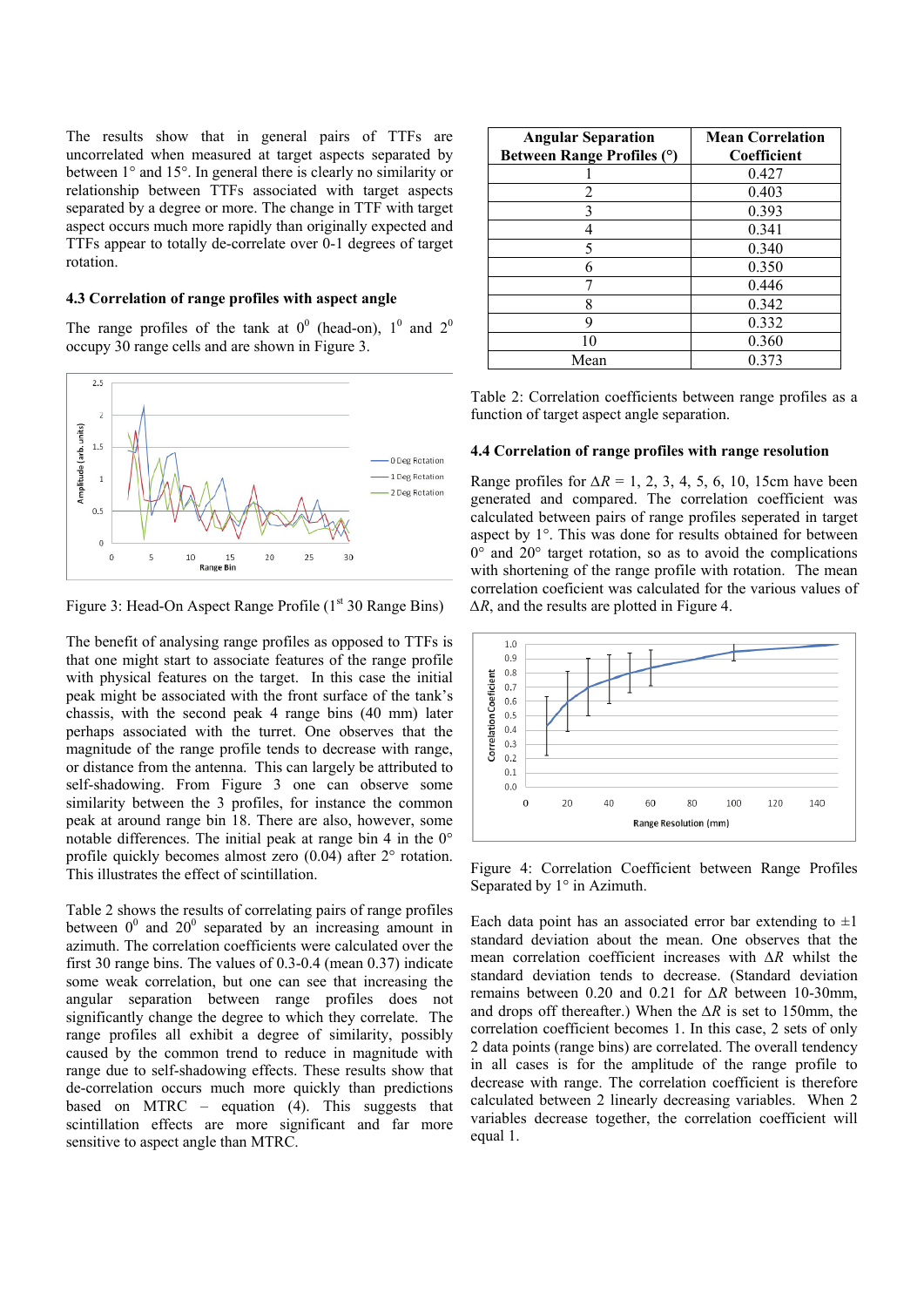The results show that in general pairs of TTFs are uncorrelated when measured at target aspects separated by between 1° and 15°. In general there is clearly no similarity or relationship between TTFs associated with target aspects separated by a degree or more. The change in TTF with target aspect occurs much more rapidly than originally expected and TTFs appear to totally de-correlate over 0-1 degrees of target rotation.

### 4.3 Correlation of range profiles with aspect angle

The range profiles of the tank at $0^0$ (head-on), $1^0$ and $2^0$ occupy 30 range cells and are shown in Figure 3.

Figure 3: Head-On Aspect Range Profile (1st 30 Range Bins)

The benefit of analysing range profiles as opposed to TTFs is that one might start to associate features of the range profile with physical features on the target. In this case the initial peak might be associated with the front surface of the tank's chassis, with the second peak 4 range bins (40 mm) later perhaps associated with the turret. One observes that the magnitude of the range profile tends to decrease with range, or distance from the antenna. This can largely be attributed to self-shadowing. From Figure 3 one can observe some similarity between the 3 profiles, for instance the common peak at around range bin 18. There are also, however, some notable differences. The initial peak at range bin 4 in the 0° profile quickly becomes almost zero (0.04) after 2° rotation. This illustrates the effect of scintillation.

Table 2 shows the results of correlating pairs of range profiles between $0^0$ and $20^0$ separated by an increasing amount in azimuth. The correlation coefficients were calculated over the first 30 range bins. The values of 0.3-0.4 (mean 0.37) indicate some weak correlation, but one can see that increasing the angular separation between range profiles does not significantly change the degree to which they correlate. The range profiles all exhibit a degree of similarity, possibly caused by the common trend to reduce in magnitude with range due to self-shadowing effects. These results show that de-correlation occurs much more quickly than predictions based on MTRC – equation (4). This suggests that scintillation effects are more significant and far more sensitive to aspect angle than MTRC.

| Angular Separation Between Range Profiles (°) | Mean Correlation Coefficient |
|---|---|
| 1 | 0.427 |
| 2 | 0.403 |
| 3 | 0.393 |
| 4 | 0.341 |
| 5 | 0.340 |
| 6 | 0.350 |
| 7 | 0.446 |
| 8 | 0.342 |
| 9 | 0.332 |
| 10 | 0.360 |
| Mean | 0.373 |

Table 2: Correlation coefficients between range profiles as a function of target aspect angle separation.

### 4.4 Correlation of range profiles with range resolution

Range profiles for $\Delta R$ = 1, 2, 3, 4, 5, 6, 10, 15cm have been generated and compared. The correlation coefficient was calculated between pairs of range profiles seperated in target aspect by 1°. This was done for results obtained for between 0° and 20° target rotation, so as to avoid the complications with shortening of the range profile with rotation. The mean correlation coeficient was calculated for the various values of $\Delta R$, and the results are plotted in Figure 4.

Figure 4: Correlation Coefficient between Range Profiles Separated by 1° in Azimuth.

Each data point has an associated error bar extending to ±1 standard deviation about the mean. One observes that the mean correlation coefficient increases with $\Delta R$ whilst the standard deviation tends to decrease. (Standard deviation remains between 0.20 and 0.21 for $\Delta R$ between 10-30mm, and drops off thereafter.) When the $\Delta R$ is set to 150mm, the correlation coefficient becomes 1. In this case, 2 sets of only 2 data points (range bins) are correlated. The overall tendency in all cases is for the amplitude of the range profile to decrease with range. The correlation coefficient is therefore calculated between 2 linearly decreasing variables. When 2 variables decrease together, the correlation coefficient will equal 1.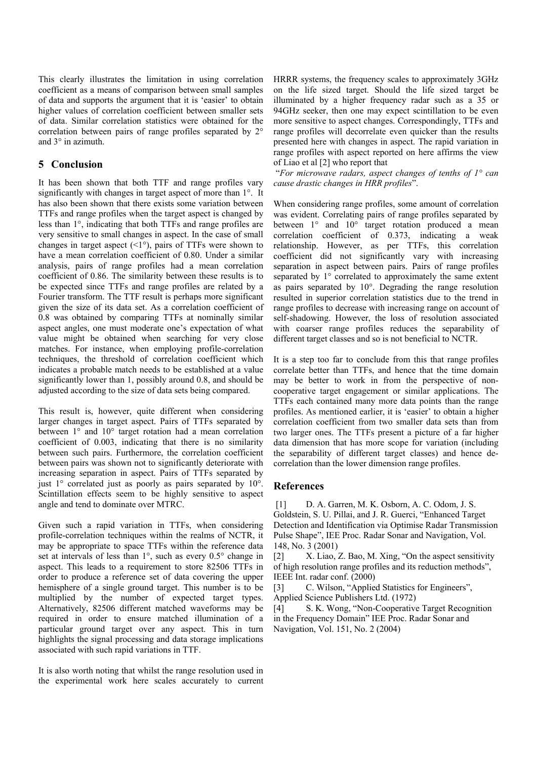This clearly illustrates the limitation in using correlation coefficient as a means of comparison between small samples of data and supports the argument that it is 'easier' to obtain higher values of correlation coefficient between smaller sets of data. Similar correlation statistics were obtained for the correlation between pairs of range profiles separated by 2° and 3° in azimuth.

## 5 Conclusion

It has been shown that both TTF and range profiles vary significantly with changes in target aspect of more than 1°. It has also been shown that there exists some variation between TTFs and range profiles when the target aspect is changed by less than 1°, indicating that both TTFs and range profiles are very sensitive to small changes in aspect. In the case of small changes in target aspect (<1°), pairs of TTFs were shown to have a mean correlation coefficient of 0.80. Under a similar analysis, pairs of range profiles had a mean correlation coefficient of 0.86. The similarity between these results is to be expected since TTFs and range profiles are related by a Fourier transform. The TTF result is perhaps more significant given the size of its data set. As a correlation coefficient of 0.8 was obtained by comparing TTFs at nominally similar aspect angles, one must moderate one's expectation of what value might be obtained when searching for very close matches. For instance, when employing profile-correlation techniques, the threshold of correlation coefficient which indicates a probable match needs to be established at a value significantly lower than 1, possibly around 0.8, and should be adjusted according to the size of data sets being compared.

This result is, however, quite different when considering larger changes in target aspect. Pairs of TTFs separated by between 1° and 10° target rotation had a mean correlation coefficient of 0.003, indicating that there is no similarity between such pairs. Furthermore, the correlation coefficient between pairs was shown not to significantly deteriorate with increasing separation in aspect. Pairs of TTFs separated by just 1° correlated just as poorly as pairs separated by 10°. Scintillation effects seem to be highly sensitive to aspect angle and tend to dominate over MTRC.

Given such a rapid variation in TTFs, when considering profile-correlation techniques within the realms of NCTR, it may be appropriate to space TTFs within the reference data set at intervals of less than 1°, such as every 0.5° change in aspect. This leads to a requirement to store 82506 TTFs in order to produce a reference set of data covering the upper hemisphere of a single ground target. This number is to be multiplied by the number of expected target types. Alternatively, 82506 different matched waveforms may be required in order to ensure matched illumination of a particular ground target over any aspect. This in turn highlights the signal processing and data storage implications associated with such rapid variations in TTF.

It is also worth noting that whilst the range resolution used in the experimental work here scales accurately to current HRRR systems, the frequency scales to approximately 3GHz on the life sized target. Should the life sized target be illuminated by a higher frequency radar such as a 35 or 94GHz seeker, then one may expect scintillation to be even more sensitive to aspect changes. Correspondingly, TTFs and range profiles will decorrelate even quicker than the results presented here with changes in aspect. The rapid variation in range profiles with aspect reported on here affirms the view of Liao et al [2] who report that

"*For microwave radars, aspect changes of tenths of 1° can cause drastic changes in HRR profiles*".

When considering range profiles, some amount of correlation was evident. Correlating pairs of range profiles separated by between 1° and 10° target rotation produced a mean correlation coefficient of 0.373, indicating a weak relationship. However, as per TTFs, this correlation coefficient did not significantly vary with increasing separation in aspect between pairs. Pairs of range profiles separated by 1° correlated to approximately the same extent as pairs separated by 10°. Degrading the range resolution resulted in superior correlation statistics due to the trend in range profiles to decrease with increasing range on account of self-shadowing. However, the loss of resolution associated with coarser range profiles reduces the separability of different target classes and so is not beneficial to NCTR.

It is a step too far to conclude from this that range profiles correlate better than TTFs, and hence that the time domain may be better to work in from the perspective of non-cooperative target engagement or similar applications. The TTFs each contained many more data points than the range profiles. As mentioned earlier, it is 'easier' to obtain a higher correlation coefficient from two smaller data sets than from two larger ones. The TTFs present a picture of a far higher data dimension that has more scope for variation (including the separability of different target classes) and hence de-correlation than the lower dimension range profiles.

## References

[1] D. A. Garren, M. K. Osborn, A. C. Odom, J. S. Goldstein, S. U. Pillai, and J. R. Guerci, "Enhanced Target Detection and Identification via Optimise Radar Transmission Pulse Shape", IEE Proc. Radar Sonar and Navigation, Vol. 148, No. 3 (2001)

[2] X. Liao, Z. Bao, M. Xing, "On the aspect sensitivity of high resolution range profiles and its reduction methods", IEEE Int. radar conf. (2000)

[3] C. Wilson, "Applied Statistics for Engineers", Applied Science Publishers Ltd. (1972)

[4] S. K. Wong, "Non-Cooperative Target Recognition in the Frequency Domain" IEE Proc. Radar Sonar and Navigation, Vol. 151, No. 2 (2004)